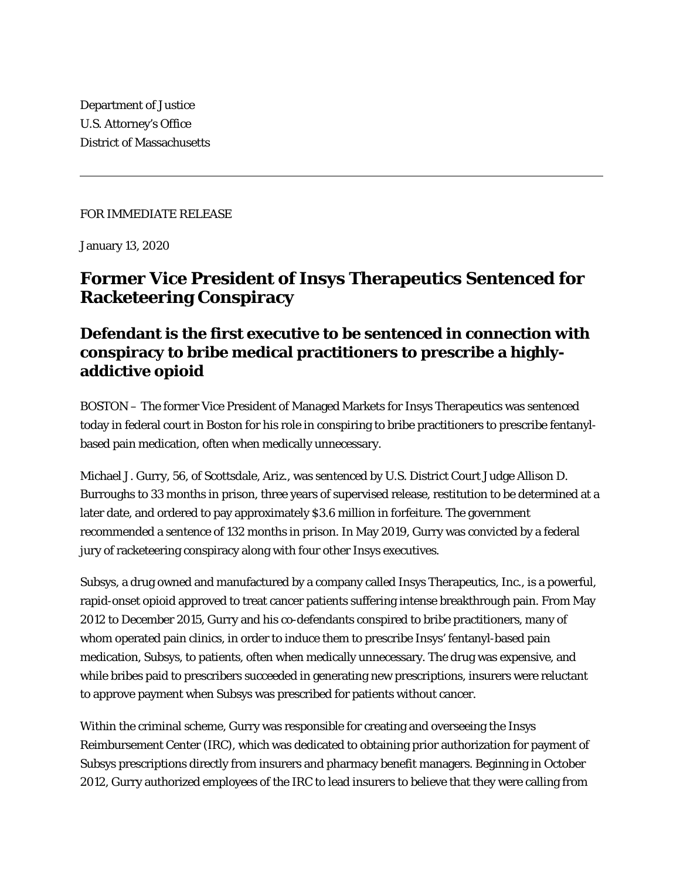Department of Justice
U.S. Attorney's Office
District of Massachusetts

---

FOR IMMEDIATE RELEASE

January 13, 2020

## Former Vice President of Insys Therapeutics Sentenced for Racketeering Conspiracy

### Defendant is the first executive to be sentenced in connection with conspiracy to bribe medical practitioners to prescribe a highly-addictive opioid

BOSTON – The former Vice President of Managed Markets for Insys Therapeutics was sentenced today in federal court in Boston for his role in conspiring to bribe practitioners to prescribe fentanyl-based pain medication, often when medically unnecessary.

Michael J. Gurry, 56, of Scottsdale, Ariz., was sentenced by U.S. District Court Judge Allison D. Burroughs to 33 months in prison, three years of supervised release, restitution to be determined at a later date, and ordered to pay approximately $3.6 million in forfeiture. The government recommended a sentence of 132 months in prison. In May 2019, Gurry was convicted by a federal jury of racketeering conspiracy along with four other Insys executives.

Subsys, a drug owned and manufactured by a company called Insys Therapeutics, Inc., is a powerful, rapid-onset opioid approved to treat cancer patients suffering intense breakthrough pain. From May 2012 to December 2015, Gurry and his co-defendants conspired to bribe practitioners, many of whom operated pain clinics, in order to induce them to prescribe Insys' fentanyl-based pain medication, Subsys, to patients, often when medically unnecessary. The drug was expensive, and while bribes paid to prescribers succeeded in generating new prescriptions, insurers were reluctant to approve payment when Subsys was prescribed for patients without cancer.

Within the criminal scheme, Gurry was responsible for creating and overseeing the Insys Reimbursement Center (IRC), which was dedicated to obtaining prior authorization for payment of Subsys prescriptions directly from insurers and pharmacy benefit managers. Beginning in October 2012, Gurry authorized employees of the IRC to lead insurers to believe that they were calling from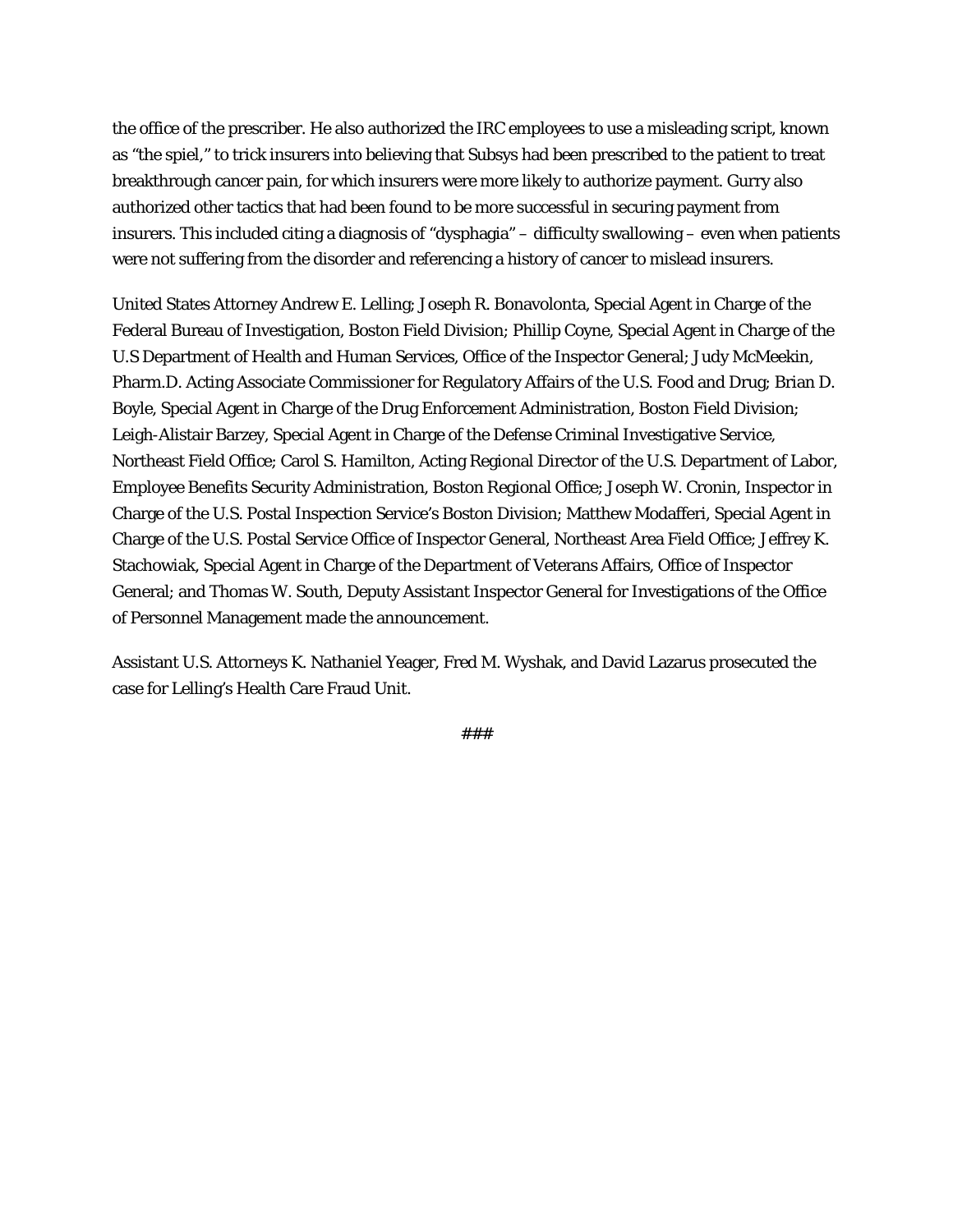the office of the prescriber. He also authorized the IRC employees to use a misleading script, known as "the spiel," to trick insurers into believing that Subsys had been prescribed to the patient to treat breakthrough cancer pain, for which insurers were more likely to authorize payment. Gurry also authorized other tactics that had been found to be more successful in securing payment from insurers. This included citing a diagnosis of "dysphagia" – difficulty swallowing – even when patients were not suffering from the disorder and referencing a history of cancer to mislead insurers.

United States Attorney Andrew E. Lelling; Joseph R. Bonavolonta, Special Agent in Charge of the Federal Bureau of Investigation, Boston Field Division; Phillip Coyne, Special Agent in Charge of the U.S Department of Health and Human Services, Office of the Inspector General; Judy McMeekin, Pharm.D. Acting Associate Commissioner for Regulatory Affairs of the U.S. Food and Drug; Brian D. Boyle, Special Agent in Charge of the Drug Enforcement Administration, Boston Field Division; Leigh-Alistair Barzey, Special Agent in Charge of the Defense Criminal Investigative Service, Northeast Field Office; Carol S. Hamilton, Acting Regional Director of the U.S. Department of Labor, Employee Benefits Security Administration, Boston Regional Office; Joseph W. Cronin, Inspector in Charge of the U.S. Postal Inspection Service's Boston Division; Matthew Modafferi, Special Agent in Charge of the U.S. Postal Service Office of Inspector General, Northeast Area Field Office; Jeffrey K. Stachowiak, Special Agent in Charge of the Department of Veterans Affairs, Office of Inspector General; and Thomas W. South, Deputy Assistant Inspector General for Investigations of the Office of Personnel Management made the announcement.

Assistant U.S. Attorneys K. Nathaniel Yeager, Fred M. Wyshak, and David Lazarus prosecuted the case for Lelling's Health Care Fraud Unit.

###